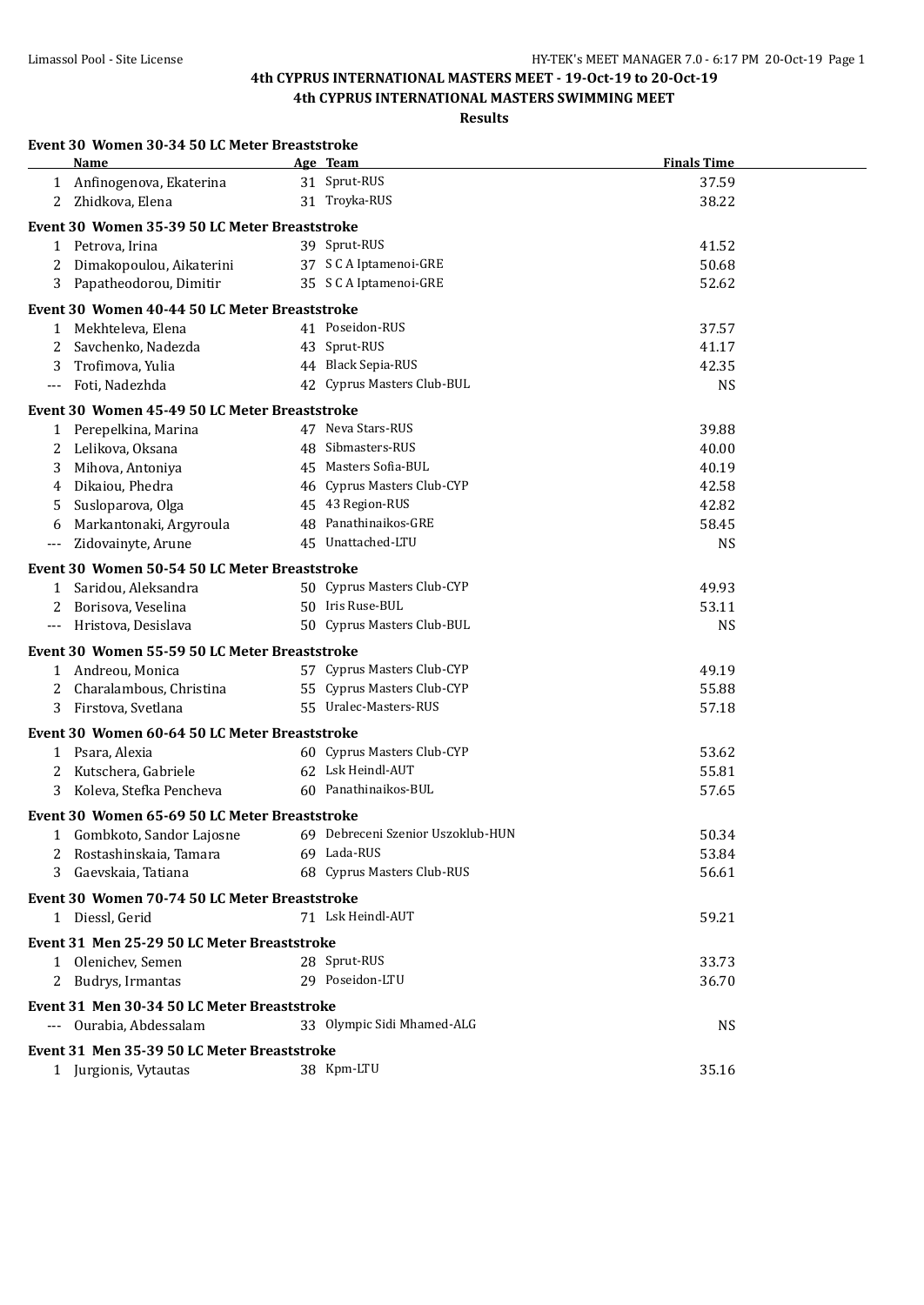# 4th CYPRUS INTERNATIONAL MASTERS MEET - 19-Oct-19 to 20-Oct-19

## 4th CYPRUS INTERNATIONAL MASTERS SWIMMING MEET

### Results

**Event 30 Women 30-34 50 LC Meter Breaststroke**

| | Name | Age | Team | Finals Time |
|---|---|---|---|---|
| 1 | Anfinogenova, Ekaterina | 31 | Sprut-RUS | 37.59 |
| 2 | Zhidkova, Elena | 31 | Troyka-RUS | 38.22 |

**Event 30 Women 35-39 50 LC Meter Breaststroke**

| | Name | Age | Team | Finals Time |
|---|---|---|---|---|
| 1 | Petrova, Irina | 39 | Sprut-RUS | 41.52 |
| 2 | Dimakopoulou, Aikaterini | 37 | S C A Iptamenoi-GRE | 50.68 |
| 3 | Papatheodorou, Dimitir | 35 | S C A Iptamenoi-GRE | 52.62 |

**Event 30 Women 40-44 50 LC Meter Breaststroke**

| | Name | Age | Team | Finals Time |
|---|---|---|---|---|
| 1 | Mekhteleva, Elena | 41 | Poseidon-RUS | 37.57 |
| 2 | Savchenko, Nadezda | 43 | Sprut-RUS | 41.17 |
| 3 | Trofimova, Yulia | 44 | Black Sepia-RUS | 42.35 |
| --- | Foti, Nadezhda | 42 | Cyprus Masters Club-BUL | NS |

**Event 30 Women 45-49 50 LC Meter Breaststroke**

| | Name | Age | Team | Finals Time |
|---|---|---|---|---|
| 1 | Perepelkina, Marina | 47 | Neva Stars-RUS | 39.88 |
| 2 | Lelikova, Oksana | 48 | Sibmasters-RUS | 40.00 |
| 3 | Mihova, Antoniya | 45 | Masters Sofia-BUL | 40.19 |
| 4 | Dikaiou, Phedra | 46 | Cyprus Masters Club-CYP | 42.58 |
| 5 | Susloparova, Olga | 45 | 43 Region-RUS | 42.82 |
| 6 | Markantonaki, Argyroula | 48 | Panathinaikos-GRE | 58.45 |
| --- | Zidovainyte, Arune | 45 | Unattached-LTU | NS |

**Event 30 Women 50-54 50 LC Meter Breaststroke**

| | Name | Age | Team | Finals Time |
|---|---|---|---|---|
| 1 | Saridou, Aleksandra | 50 | Cyprus Masters Club-CYP | 49.93 |
| 2 | Borisova, Veselina | 50 | Iris Ruse-BUL | 53.11 |
| --- | Hristova, Desislava | 50 | Cyprus Masters Club-BUL | NS |

**Event 30 Women 55-59 50 LC Meter Breaststroke**

| | Name | Age | Team | Finals Time |
|---|---|---|---|---|
| 1 | Andreou, Monica | 57 | Cyprus Masters Club-CYP | 49.19 |
| 2 | Charalambous, Christina | 55 | Cyprus Masters Club-CYP | 55.88 |
| 3 | Firstova, Svetlana | 55 | Uralec-Masters-RUS | 57.18 |

**Event 30 Women 60-64 50 LC Meter Breaststroke**

| | Name | Age | Team | Finals Time |
|---|---|---|---|---|
| 1 | Psara, Alexia | 60 | Cyprus Masters Club-CYP | 53.62 |
| 2 | Kutschera, Gabriele | 62 | Lsk Heindl-AUT | 55.81 |
| 3 | Koleva, Stefka Pencheva | 60 | Panathinaikos-BUL | 57.65 |

**Event 30 Women 65-69 50 LC Meter Breaststroke**

| | Name | Age | Team | Finals Time |
|---|---|---|---|---|
| 1 | Gombkoto, Sandor Lajosne | 69 | Debreceni Szenior Uszoklub-HUN | 50.34 |
| 2 | Rostashinskaia, Tamara | 69 | Lada-RUS | 53.84 |
| 3 | Gaevskaia, Tatiana | 68 | Cyprus Masters Club-RUS | 56.61 |

**Event 30 Women 70-74 50 LC Meter Breaststroke**

| | Name | Age | Team | Finals Time |
|---|---|---|---|---|
| 1 | Diessl, Gerid | 71 | Lsk Heindl-AUT | 59.21 |

**Event 31 Men 25-29 50 LC Meter Breaststroke**

| | Name | Age | Team | Finals Time |
|---|---|---|---|---|
| 1 | Olenichev, Semen | 28 | Sprut-RUS | 33.73 |
| 2 | Budrys, Irmantas | 29 | Poseidon-LTU | 36.70 |

**Event 31 Men 30-34 50 LC Meter Breaststroke**

| | Name | Age | Team | Finals Time |
|---|---|---|---|---|
| --- | Ourabia, Abdessalam | 33 | Olympic Sidi Mhamed-ALG | NS |

**Event 31 Men 35-39 50 LC Meter Breaststroke**

| | Name | Age | Team | Finals Time |
|---|---|---|---|---|
| 1 | Jurgionis, Vytautas | 38 | Kpm-LTU | 35.16 |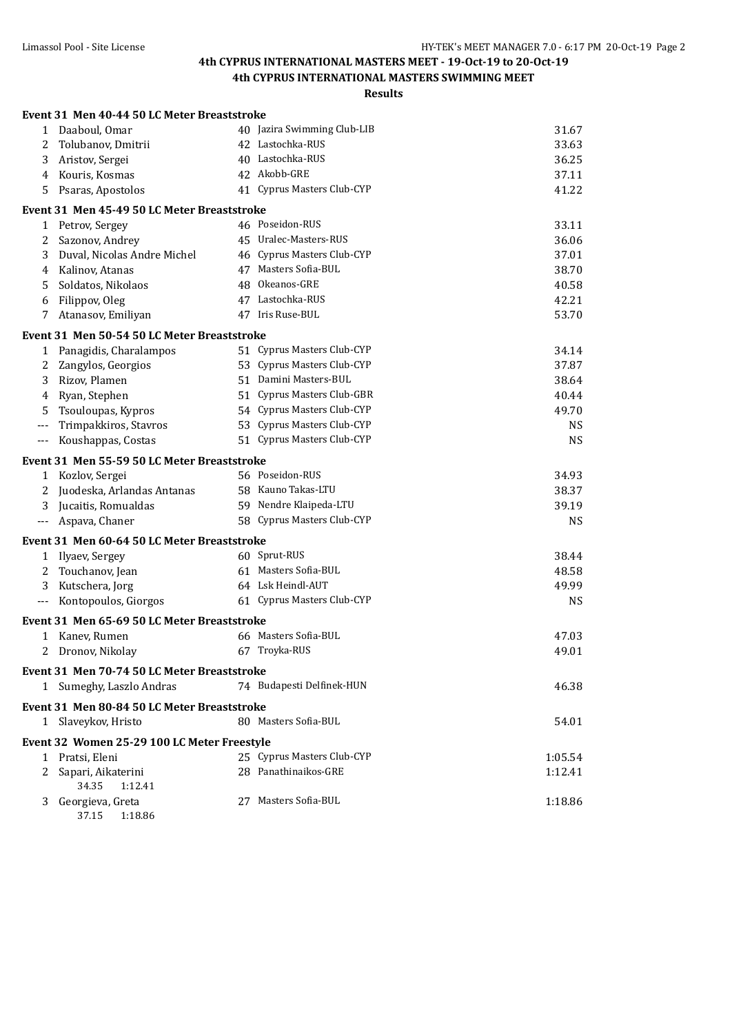# 4th CYPRUS INTERNATIONAL MASTERS MEET - 19-Oct-19 to 20-Oct-19

## 4th CYPRUS INTERNATIONAL MASTERS SWIMMING MEET

### Results

**Event 31 Men 40-44 50 LC Meter Breaststroke**

| Place | Name | Age | Team | Time |
|---|---|---|---|---|
| 1 | Daaboul, Omar | 40 | Jazira Swimming Club-LIB | 31.67 |
| 2 | Tolubanov, Dmitrii | 42 | Lastochka-RUS | 33.63 |
| 3 | Aristov, Sergei | 40 | Lastochka-RUS | 36.25 |
| 4 | Kouris, Kosmas | 42 | Akobb-GRE | 37.11 |
| 5 | Psaras, Apostolos | 41 | Cyprus Masters Club-CYP | 41.22 |

**Event 31 Men 45-49 50 LC Meter Breaststroke**

| Place | Name | Age | Team | Time |
|---|---|---|---|---|
| 1 | Petrov, Sergey | 46 | Poseidon-RUS | 33.11 |
| 2 | Sazonov, Andrey | 45 | Uralec-Masters-RUS | 36.06 |
| 3 | Duval, Nicolas Andre Michel | 46 | Cyprus Masters Club-CYP | 37.01 |
| 4 | Kalinov, Atanas | 47 | Masters Sofia-BUL | 38.70 |
| 5 | Soldatos, Nikolaos | 48 | Okeanos-GRE | 40.58 |
| 6 | Filippov, Oleg | 47 | Lastochka-RUS | 42.21 |
| 7 | Atanasov, Emiliyan | 47 | Iris Ruse-BUL | 53.70 |

**Event 31 Men 50-54 50 LC Meter Breaststroke**

| Place | Name | Age | Team | Time |
|---|---|---|---|---|
| 1 | Panagidis, Charalampos | 51 | Cyprus Masters Club-CYP | 34.14 |
| 2 | Zangylos, Georgios | 53 | Cyprus Masters Club-CYP | 37.87 |
| 3 | Rizov, Plamen | 51 | Damini Masters-BUL | 38.64 |
| 4 | Ryan, Stephen | 51 | Cyprus Masters Club-GBR | 40.44 |
| 5 | Tsouloupas, Kypros | 54 | Cyprus Masters Club-CYP | 49.70 |
| --- | Trimpakkiros, Stavros | 53 | Cyprus Masters Club-CYP | NS |
| --- | Koushappas, Costas | 51 | Cyprus Masters Club-CYP | NS |

**Event 31 Men 55-59 50 LC Meter Breaststroke**

| Place | Name | Age | Team | Time |
|---|---|---|---|---|
| 1 | Kozlov, Sergei | 56 | Poseidon-RUS | 34.93 |
| 2 | Juodeska, Arlandas Antanas | 58 | Kauno Takas-LTU | 38.37 |
| 3 | Jucaitis, Romualdas | 59 | Nendre Klaipeda-LTU | 39.19 |
| --- | Aspava, Chaner | 58 | Cyprus Masters Club-CYP | NS |

**Event 31 Men 60-64 50 LC Meter Breaststroke**

| Place | Name | Age | Team | Time |
|---|---|---|---|---|
| 1 | Ilyaev, Sergey | 60 | Sprut-RUS | 38.44 |
| 2 | Touchanov, Jean | 61 | Masters Sofia-BUL | 48.58 |
| 3 | Kutschera, Jorg | 64 | Lsk Heindl-AUT | 49.99 |
| --- | Kontopoulos, Giorgos | 61 | Cyprus Masters Club-CYP | NS |

**Event 31 Men 65-69 50 LC Meter Breaststroke**

| Place | Name | Age | Team | Time |
|---|---|---|---|---|
| 1 | Kanev, Rumen | 66 | Masters Sofia-BUL | 47.03 |
| 2 | Dronov, Nikolay | 67 | Troyka-RUS | 49.01 |

**Event 31 Men 70-74 50 LC Meter Breaststroke**

| Place | Name | Age | Team | Time |
|---|---|---|---|---|
| 1 | Sumeghy, Laszlo Andras | 74 | Budapesti Delfinek-HUN | 46.38 |

**Event 31 Men 80-84 50 LC Meter Breaststroke**

| Place | Name | Age | Team | Time |
|---|---|---|---|---|
| 1 | Slaveykov, Hristo | 80 | Masters Sofia-BUL | 54.01 |

**Event 32 Women 25-29 100 LC Meter Freestyle**

| Place | Name | Age | Team | Time |
|---|---|---|---|---|
| 1 | Pratsi, Eleni | 25 | Cyprus Masters Club-CYP | 1:05.54 |
| 2 | Sapari, Aikaterini | 28 | Panathinaikos-GRE | 1:12.41 |
| | 34.35 1:12.41 | | | |
| 3 | Georgieva, Greta | 27 | Masters Sofia-BUL | 1:18.86 |
| | 37.15 1:18.86 | | | |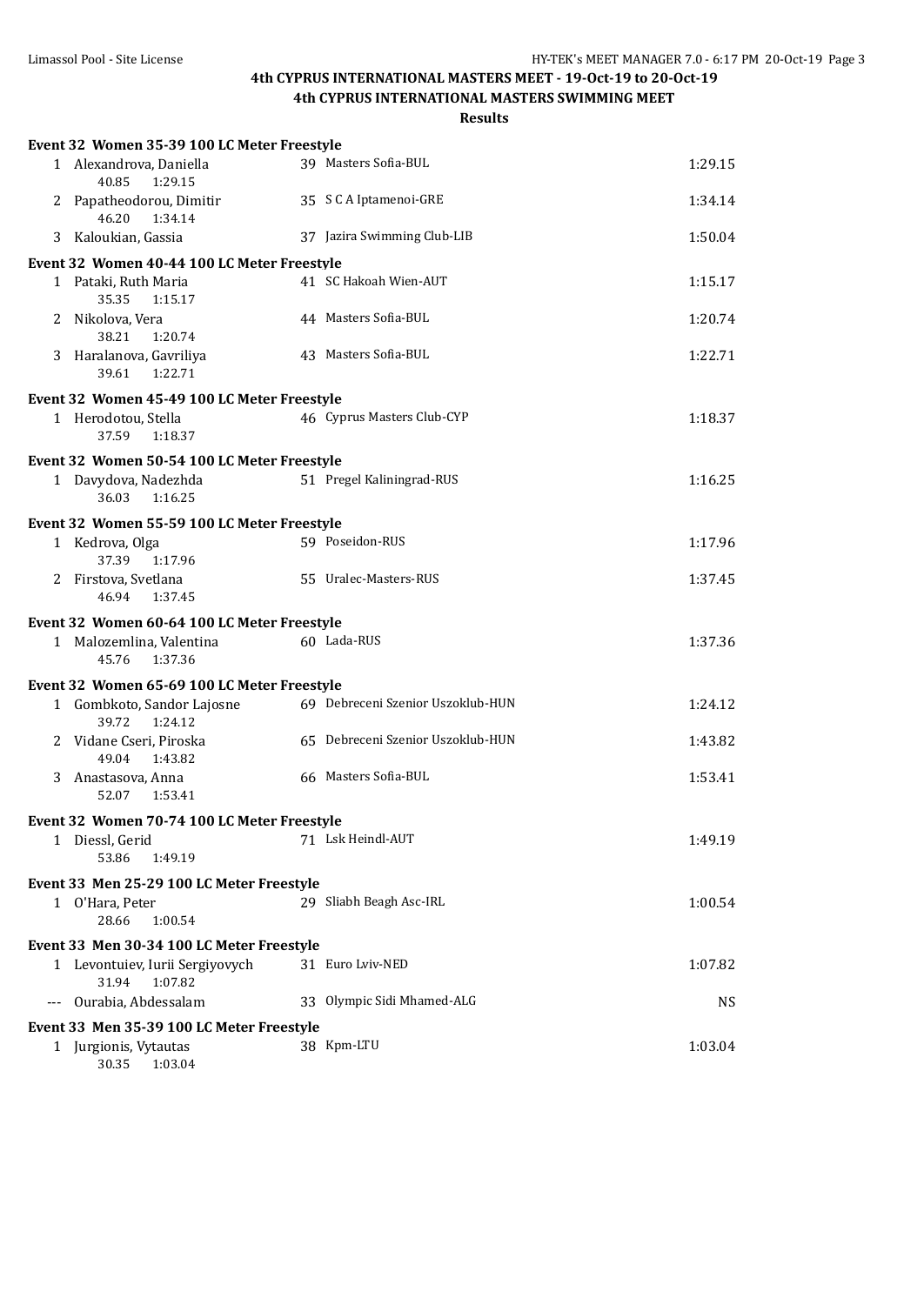# 4th CYPRUS INTERNATIONAL MASTERS MEET - 19-Oct-19 to 20-Oct-19

## 4th CYPRUS INTERNATIONAL MASTERS SWIMMING MEET

### Results

**Event 32 Women 35-39 100 LC Meter Freestyle**

| Place | Name | Age | Team | Time |
|---|---|---|---|---|
| 1 | Alexandrova, Daniella | 39 | Masters Sofia-BUL | 1:29.15 |
| | 40.85 1:29.15 | | | |
| 2 | Papatheodorou, Dimitir | 35 | S C A Iptamenoi-GRE | 1:34.14 |
| | 46.20 1:34.14 | | | |
| 3 | Kaloukian, Gassia | 37 | Jazira Swimming Club-LIB | 1:50.04 |

**Event 32 Women 40-44 100 LC Meter Freestyle**

| Place | Name | Age | Team | Time |
|---|---|---|---|---|
| 1 | Pataki, Ruth Maria | 41 | SC Hakoah Wien-AUT | 1:15.17 |
| | 35.35 1:15.17 | | | |
| 2 | Nikolova, Vera | 44 | Masters Sofia-BUL | 1:20.74 |
| | 38.21 1:20.74 | | | |
| 3 | Haralanova, Gavriliya | 43 | Masters Sofia-BUL | 1:22.71 |
| | 39.61 1:22.71 | | | |

**Event 32 Women 45-49 100 LC Meter Freestyle**

| Place | Name | Age | Team | Time |
|---|---|---|---|---|
| 1 | Herodotou, Stella | 46 | Cyprus Masters Club-CYP | 1:18.37 |
| | 37.59 1:18.37 | | | |

**Event 32 Women 50-54 100 LC Meter Freestyle**

| Place | Name | Age | Team | Time |
|---|---|---|---|---|
| 1 | Davydova, Nadezhda | 51 | Pregel Kaliningrad-RUS | 1:16.25 |
| | 36.03 1:16.25 | | | |

**Event 32 Women 55-59 100 LC Meter Freestyle**

| Place | Name | Age | Team | Time |
|---|---|---|---|---|
| 1 | Kedrova, Olga | 59 | Poseidon-RUS | 1:17.96 |
| | 37.39 1:17.96 | | | |
| 2 | Firstova, Svetlana | 55 | Uralec-Masters-RUS | 1:37.45 |
| | 46.94 1:37.45 | | | |

**Event 32 Women 60-64 100 LC Meter Freestyle**

| Place | Name | Age | Team | Time |
|---|---|---|---|---|
| 1 | Malozemlina, Valentina | 60 | Lada-RUS | 1:37.36 |
| | 45.76 1:37.36 | | | |

**Event 32 Women 65-69 100 LC Meter Freestyle**

| Place | Name | Age | Team | Time |
|---|---|---|---|---|
| 1 | Gombkoto, Sandor Lajosne | 69 | Debreceni Szenior Uszoklub-HUN | 1:24.12 |
| | 39.72 1:24.12 | | | |
| 2 | Vidane Cseri, Piroska | 65 | Debreceni Szenior Uszoklub-HUN | 1:43.82 |
| | 49.04 1:43.82 | | | |
| 3 | Anastasova, Anna | 66 | Masters Sofia-BUL | 1:53.41 |
| | 52.07 1:53.41 | | | |

**Event 32 Women 70-74 100 LC Meter Freestyle**

| Place | Name | Age | Team | Time |
|---|---|---|---|---|
| 1 | Diessl, Gerid | 71 | Lsk Heindl-AUT | 1:49.19 |
| | 53.86 1:49.19 | | | |

**Event 33 Men 25-29 100 LC Meter Freestyle**

| Place | Name | Age | Team | Time |
|---|---|---|---|---|
| 1 | O'Hara, Peter | 29 | Sliabh Beagh Asc-IRL | 1:00.54 |
| | 28.66 1:00.54 | | | |

**Event 33 Men 30-34 100 LC Meter Freestyle**

| Place | Name | Age | Team | Time |
|---|---|---|---|---|
| 1 | Levontuiev, Iurii Sergiyovych | 31 | Euro Lviv-NED | 1:07.82 |
| | 31.94 1:07.82 | | | |
| --- | Ourabia, Abdessalam | 33 | Olympic Sidi Mhamed-ALG | NS |

**Event 33 Men 35-39 100 LC Meter Freestyle**

| Place | Name | Age | Team | Time |
|---|---|---|---|---|
| 1 | Jurgionis, Vytautas | 38 | Kpm-LTU | 1:03.04 |
| | 30.35 1:03.04 | | | |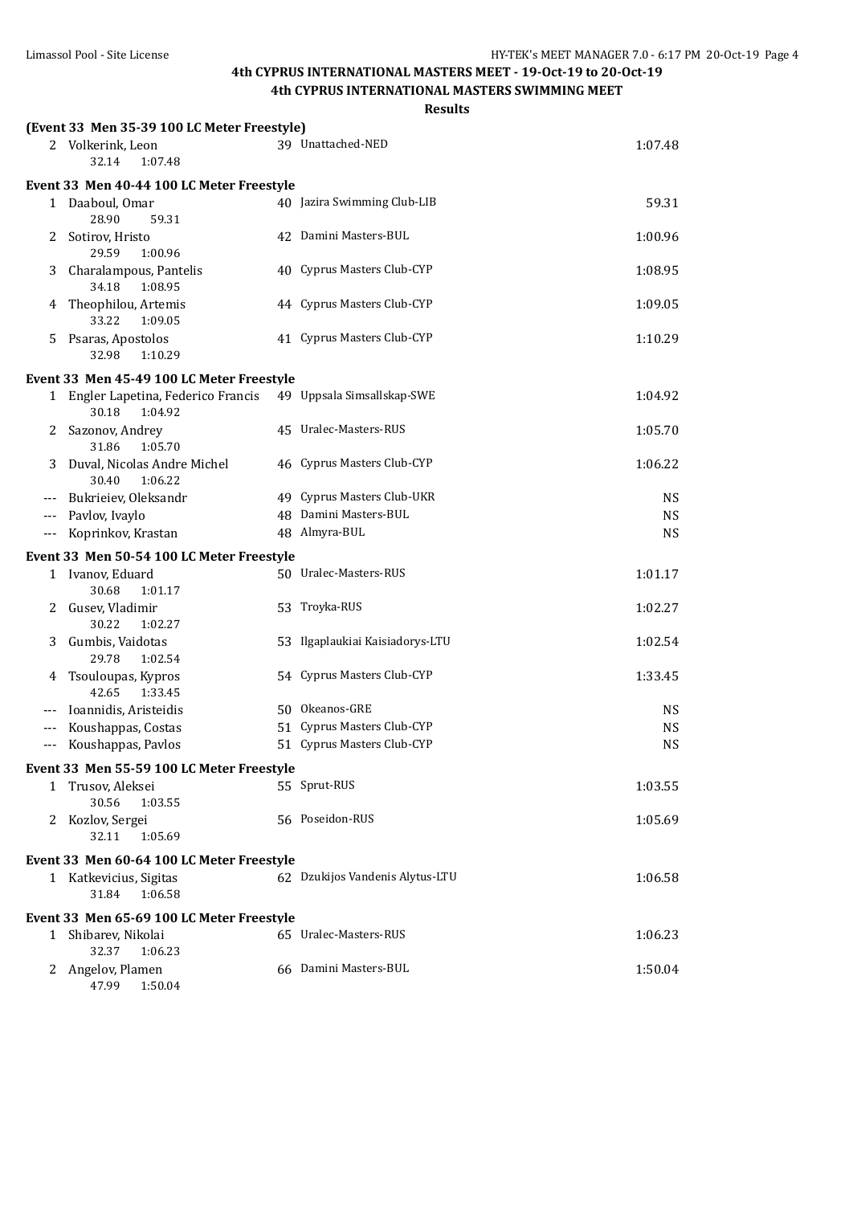## 4th CYPRUS INTERNATIONAL MASTERS MEET - 19-Oct-19 to 20-Oct-19

## 4th CYPRUS INTERNATIONAL MASTERS SWIMMING MEET

### Results

**(Event 33 Men 35-39 100 LC Meter Freestyle)**

| Place | Name | Age | Team | Finals Time | Splits |
|---|---|---|---|---|---|
| 2 | Volkerink, Leon | 39 | Unattached-NED | 1:07.48 | 32.14 1:07.48 |

**Event 33 Men 40-44 100 LC Meter Freestyle**

| Place | Name | Age | Team | Finals Time | Splits |
|---|---|---|---|---|---|
| 1 | Daaboul, Omar | 40 | Jazira Swimming Club-LIB | 59.31 | 28.90 59.31 |
| 2 | Sotirov, Hristo | 42 | Damini Masters-BUL | 1:00.96 | 29.59 1:00.96 |
| 3 | Charalampous, Pantelis | 40 | Cyprus Masters Club-CYP | 1:08.95 | 34.18 1:08.95 |
| 4 | Theophilou, Artemis | 44 | Cyprus Masters Club-CYP | 1:09.05 | 33.22 1:09.05 |
| 5 | Psaras, Apostolos | 41 | Cyprus Masters Club-CYP | 1:10.29 | 32.98 1:10.29 |

**Event 33 Men 45-49 100 LC Meter Freestyle**

| Place | Name | Age | Team | Finals Time | Splits |
|---|---|---|---|---|---|
| 1 | Engler Lapetina, Federico Francis | 49 | Uppsala Simsallskap-SWE | 1:04.92 | 30.18 1:04.92 |
| 2 | Sazonov, Andrey | 45 | Uralec-Masters-RUS | 1:05.70 | 31.86 1:05.70 |
| 3 | Duval, Nicolas Andre Michel | 46 | Cyprus Masters Club-CYP | 1:06.22 | 30.40 1:06.22 |
| --- | Bukrieiev, Oleksandr | 49 | Cyprus Masters Club-UKR | NS | |
| --- | Pavlov, Ivaylo | 48 | Damini Masters-BUL | NS | |
| --- | Koprinkov, Krastan | 48 | Almyra-BUL | NS | |

**Event 33 Men 50-54 100 LC Meter Freestyle**

| Place | Name | Age | Team | Finals Time | Splits |
|---|---|---|---|---|---|
| 1 | Ivanov, Eduard | 50 | Uralec-Masters-RUS | 1:01.17 | 30.68 1:01.17 |
| 2 | Gusev, Vladimir | 53 | Troyka-RUS | 1:02.27 | 30.22 1:02.27 |
| 3 | Gumbis, Vaidotas | 53 | Ilgaplaukiai Kaisiadorys-LTU | 1:02.54 | 29.78 1:02.54 |
| 4 | Tsouloupas, Kypros | 54 | Cyprus Masters Club-CYP | 1:33.45 | 42.65 1:33.45 |
| --- | Ioannidis, Aristeidis | 50 | Okeanos-GRE | NS | |
| --- | Koushappas, Costas | 51 | Cyprus Masters Club-CYP | NS | |
| --- | Koushappas, Pavlos | 51 | Cyprus Masters Club-CYP | NS | |

**Event 33 Men 55-59 100 LC Meter Freestyle**

| Place | Name | Age | Team | Finals Time | Splits |
|---|---|---|---|---|---|
| 1 | Trusov, Aleksei | 55 | Sprut-RUS | 1:03.55 | 30.56 1:03.55 |
| 2 | Kozlov, Sergei | 56 | Poseidon-RUS | 1:05.69 | 32.11 1:05.69 |

**Event 33 Men 60-64 100 LC Meter Freestyle**

| Place | Name | Age | Team | Finals Time | Splits |
|---|---|---|---|---|---|
| 1 | Katkevicius, Sigitas | 62 | Dzukijos Vandenis Alytus-LTU | 1:06.58 | 31.84 1:06.58 |

**Event 33 Men 65-69 100 LC Meter Freestyle**

| Place | Name | Age | Team | Finals Time | Splits |
|---|---|---|---|---|---|
| 1 | Shibarev, Nikolai | 65 | Uralec-Masters-RUS | 1:06.23 | 32.37 1:06.23 |
| 2 | Angelov, Plamen | 66 | Damini Masters-BUL | 1:50.04 | 47.99 1:50.04 |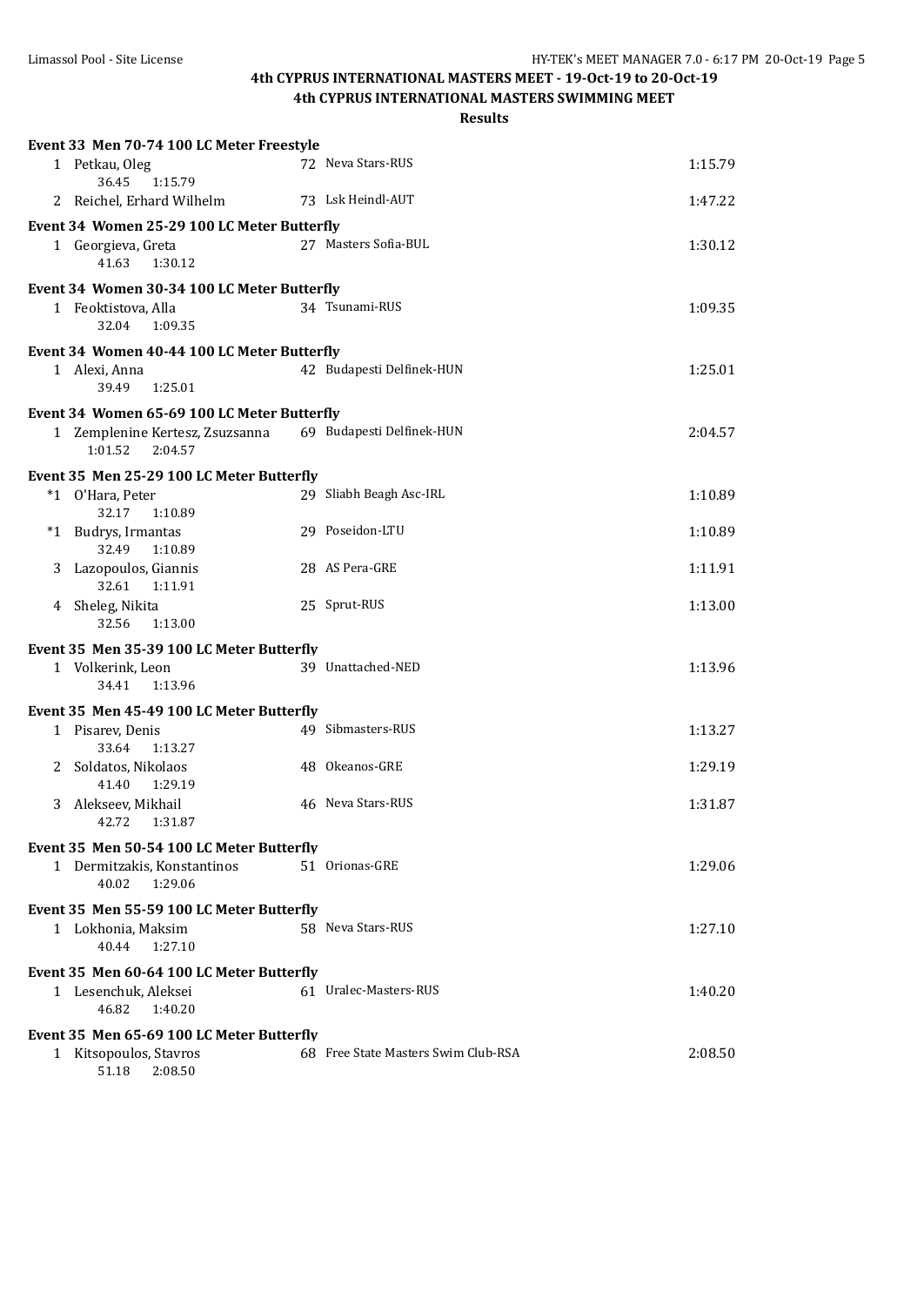## 4th CYPRUS INTERNATIONAL MASTERS MEET - 19-Oct-19 to 20-Oct-19

## 4th CYPRUS INTERNATIONAL MASTERS SWIMMING MEET

### Results

**Event 33 Men 70-74 100 LC Meter Freestyle**

| Place | Name | Age | Team | Time |
|---|---|---|---|---|
| 1 | Petkau, Oleg | 72 | Neva Stars-RUS | 1:15.79 |
| | 36.45 1:15.79 | | | |
| 2 | Reichel, Erhard Wilhelm | 73 | Lsk Heindl-AUT | 1:47.22 |

**Event 34 Women 25-29 100 LC Meter Butterfly**

| Place | Name | Age | Team | Time |
|---|---|---|---|---|
| 1 | Georgieva, Greta | 27 | Masters Sofia-BUL | 1:30.12 |
| | 41.63 1:30.12 | | | |

**Event 34 Women 30-34 100 LC Meter Butterfly**

| Place | Name | Age | Team | Time |
|---|---|---|---|---|
| 1 | Feoktistova, Alla | 34 | Tsunami-RUS | 1:09.35 |
| | 32.04 1:09.35 | | | |

**Event 34 Women 40-44 100 LC Meter Butterfly**

| Place | Name | Age | Team | Time |
|---|---|---|---|---|
| 1 | Alexi, Anna | 42 | Budapesti Delfinek-HUN | 1:25.01 |
| | 39.49 1:25.01 | | | |

**Event 34 Women 65-69 100 LC Meter Butterfly**

| Place | Name | Age | Team | Time |
|---|---|---|---|---|
| 1 | Zemplenine Kertesz, Zsuzsanna | 69 | Budapesti Delfinek-HUN | 2:04.57 |
| | 1:01.52 2:04.57 | | | |

**Event 35 Men 25-29 100 LC Meter Butterfly**

| Place | Name | Age | Team | Time |
|---|---|---|---|---|
| *1 | O'Hara, Peter | 29 | Sliabh Beagh Asc-IRL | 1:10.89 |
| | 32.17 1:10.89 | | | |
| *1 | Budrys, Irmantas | 29 | Poseidon-LTU | 1:10.89 |
| | 32.49 1:10.89 | | | |
| 3 | Lazopoulos, Giannis | 28 | AS Pera-GRE | 1:11.91 |
| | 32.61 1:11.91 | | | |
| 4 | Sheleg, Nikita | 25 | Sprut-RUS | 1:13.00 |
| | 32.56 1:13.00 | | | |

**Event 35 Men 35-39 100 LC Meter Butterfly**

| Place | Name | Age | Team | Time |
|---|---|---|---|---|
| 1 | Volkerink, Leon | 39 | Unattached-NED | 1:13.96 |
| | 34.41 1:13.96 | | | |

**Event 35 Men 45-49 100 LC Meter Butterfly**

| Place | Name | Age | Team | Time |
|---|---|---|---|---|
| 1 | Pisarev, Denis | 49 | Sibmasters-RUS | 1:13.27 |
| | 33.64 1:13.27 | | | |
| 2 | Soldatos, Nikolaos | 48 | Okeanos-GRE | 1:29.19 |
| | 41.40 1:29.19 | | | |
| 3 | Alekseev, Mikhail | 46 | Neva Stars-RUS | 1:31.87 |
| | 42.72 1:31.87 | | | |

**Event 35 Men 50-54 100 LC Meter Butterfly**

| Place | Name | Age | Team | Time |
|---|---|---|---|---|
| 1 | Dermitzakis, Konstantinos | 51 | Orionas-GRE | 1:29.06 |
| | 40.02 1:29.06 | | | |

**Event 35 Men 55-59 100 LC Meter Butterfly**

| Place | Name | Age | Team | Time |
|---|---|---|---|---|
| 1 | Lokhonia, Maksim | 58 | Neva Stars-RUS | 1:27.10 |
| | 40.44 1:27.10 | | | |

**Event 35 Men 60-64 100 LC Meter Butterfly**

| Place | Name | Age | Team | Time |
|---|---|---|---|---|
| 1 | Lesenchuk, Aleksei | 61 | Uralec-Masters-RUS | 1:40.20 |
| | 46.82 1:40.20 | | | |

**Event 35 Men 65-69 100 LC Meter Butterfly**

| Place | Name | Age | Team | Time |
|---|---|---|---|---|
| 1 | Kitsopoulos, Stavros | 68 | Free State Masters Swim Club-RSA | 2:08.50 |
| | 51.18 2:08.50 | | | |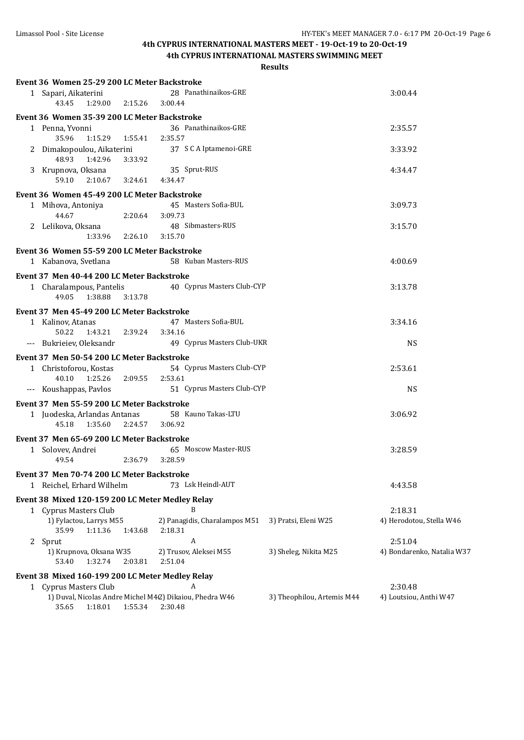# 4th CYPRUS INTERNATIONAL MASTERS MEET - 19-Oct-19 to 20-Oct-19

## 4th CYPRUS INTERNATIONAL MASTERS SWIMMING MEET

### Results

**Event 36 Women 25-29 200 LC Meter Backstroke**

1 Sapari, Aikaterini — 28 Panathinaikos-GRE — 3:00.44
43.45 1:29.00 2:15.26 3:00.44

**Event 36 Women 35-39 200 LC Meter Backstroke**

1 Penna, Yvonni — 36 Panathinaikos-GRE — 2:35.57
35.96 1:15.29 1:55.41 2:35.57

2 Dimakopoulou, Aikaterini — 37 S C A Iptamenoi-GRE — 3:33.92
48.93 1:42.96 3:33.92

3 Krupnova, Oksana — 35 Sprut-RUS — 4:34.47
59.10 2:10.67 3:24.61 4:34.47

**Event 36 Women 45-49 200 LC Meter Backstroke**

1 Mihova, Antoniya — 45 Masters Sofia-BUL — 3:09.73
44.67 2:20.64 3:09.73

2 Lelikova, Oksana — 48 Sibmasters-RUS — 3:15.70
1:33.96 2:26.10 3:15.70

**Event 36 Women 55-59 200 LC Meter Backstroke**

1 Kabanova, Svetlana — 58 Kuban Masters-RUS — 4:00.69

**Event 37 Men 40-44 200 LC Meter Backstroke**

1 Charalampous, Pantelis — 40 Cyprus Masters Club-CYP — 3:13.78
49.05 1:38.88 3:13.78

**Event 37 Men 45-49 200 LC Meter Backstroke**

1 Kalinov, Atanas — 47 Masters Sofia-BUL — 3:34.16
50.22 1:43.21 2:39.24 3:34.16

--- Bukrieiev, Oleksandr — 49 Cyprus Masters Club-UKR — NS

**Event 37 Men 50-54 200 LC Meter Backstroke**

1 Christoforou, Kostas — 54 Cyprus Masters Club-CYP — 2:53.61
40.10 1:25.26 2:09.55 2:53.61

--- Koushappas, Pavlos — 51 Cyprus Masters Club-CYP — NS

**Event 37 Men 55-59 200 LC Meter Backstroke**

1 Juodeska, Arlandas Antanas — 58 Kauno Takas-LTU — 3:06.92
45.18 1:35.60 2:24.57 3:06.92

**Event 37 Men 65-69 200 LC Meter Backstroke**

1 Solovev, Andrei — 65 Moscow Master-RUS — 3:28.59
49.54 2:36.79 3:28.59

**Event 37 Men 70-74 200 LC Meter Backstroke**

1 Reichel, Erhard Wilhelm — 73 Lsk Heindl-AUT — 4:43.58

**Event 38 Mixed 120-159 200 LC Meter Medley Relay**

1 Cyprus Masters Club — B — 2:18.31
1) Fylactou, Larrys M55 — 2) Panagidis, Charalampos M51 — 3) Pratsi, Eleni W25 — 4) Herodotou, Stella W46
35.99 1:11.36 1:43.68 2:18.31

2 Sprut — A — 2:51.04
1) Krupnova, Oksana W35 — 2) Trusov, Aleksei M55 — 3) Sheleg, Nikita M25 — 4) Bondarenko, Natalia W37
53.40 1:32.74 2:03.81 2:51.04

**Event 38 Mixed 160-199 200 LC Meter Medley Relay**

1 Cyprus Masters Club — A — 2:30.48
1) Duval, Nicolas Andre Michel M42 — 2) Dikaiou, Phedra W46 — 3) Theophilou, Artemis M44 — 4) Loutsiou, Anthi W47
35.65 1:18.01 1:55.34 2:30.48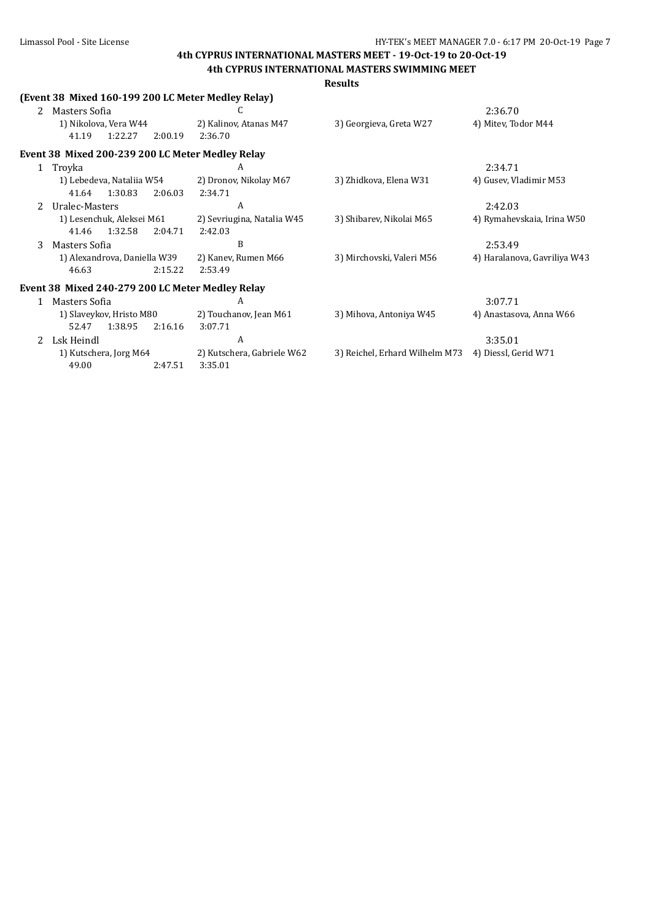**4th CYPRUS INTERNATIONAL MASTERS MEET - 19-Oct-19 to 20-Oct-19**

**4th CYPRUS INTERNATIONAL MASTERS SWIMMING MEET**

**Results**

### (Event 38 Mixed 160-199 200 LC Meter Medley Relay)

2 Masters Sofia C 2:36.70
1) Nikolova, Vera W44 2) Kalinov, Atanas M47 3) Georgieva, Greta W27 4) Mitev, Todor M44
41.19 1:22.27 2:00.19 2:36.70

### Event 38 Mixed 200-239 200 LC Meter Medley Relay

1 Troyka A 2:34.71
1) Lebedeva, Nataliia W54 2) Dronov, Nikolay M67 3) Zhidkova, Elena W31 4) Gusev, Vladimir M53
41.64 1:30.83 2:06.03 2:34.71

2 Uralec-Masters A 2:42.03
1) Lesenchuk, Aleksei M61 2) Sevriugina, Natalia W45 3) Shibarev, Nikolai M65 4) Rymahevskaia, Irina W50
41.46 1:32.58 2:04.71 2:42.03

3 Masters Sofia B 2:53.49
1) Alexandrova, Daniella W39 2) Kanev, Rumen M66 3) Mirchovski, Valeri M56 4) Haralanova, Gavriliya W43
46.63 2:15.22 2:53.49

### Event 38 Mixed 240-279 200 LC Meter Medley Relay

1 Masters Sofia A 3:07.71
1) Slaveykov, Hristo M80 2) Touchanov, Jean M61 3) Mihova, Antoniya W45 4) Anastasova, Anna W66
52.47 1:38.95 2:16.16 3:07.71

2 Lsk Heindl A 3:35.01
1) Kutschera, Jorg M64 2) Kutschera, Gabriele W62 3) Reichel, Erhard Wilhelm M73 4) Diessl, Gerid W71
49.00 2:47.51 3:35.01